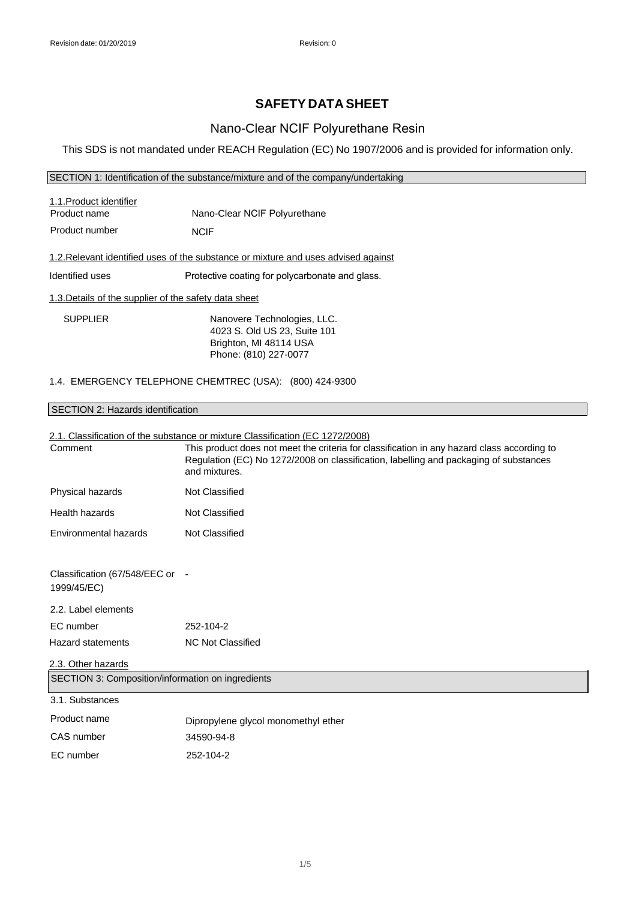Revision date: 01/20/2019 Revision: 0

# SAFETY DATA SHEET

## Nano-Clear NCIF Polyurethane Resin

This SDS is not mandated under REACH Regulation (EC) No 1907/2006 and is provided for information only.

### SECTION 1: Identification of the substance/mixture and of the company/undertaking

1.1.Product identifier

| | |
|---|---|
| Product name | Nano-Clear NCIF Polyurethane |
| Product number | NCIF |

1.2.Relevant identified uses of the substance or mixture and uses advised against

| | |
|---|---|
| Identified uses | Protective coating for polycarbonate and glass. |

1.3.Details of the supplier of the safety data sheet

SUPPLIER

Nanovere Technologies, LLC.
4023 S. Old US 23, Suite 101
Brighton, MI 48114 USA
Phone: (810) 227-0077

1.4. EMERGENCY TELEPHONE CHEMTREC (USA): (800) 424-9300

### SECTION 2: Hazards identification

2.1. Classification of the substance or mixture Classification (EC 1272/2008)

| | |
|---|---|
| Comment | This product does not meet the criteria for classification in any hazard class according to Regulation (EC) No 1272/2008 on classification, labelling and packaging of substances and mixtures. |
| Physical hazards | Not Classified |
| Health hazards | Not Classified |
| Environmental hazards | Not Classified |
| Classification (67/548/EEC or 1999/45/EC) | - |

2.2. Label elements

| | |
|---|---|
| EC number | 252-104-2 |
| Hazard statements | NC Not Classified |

2.3. Other hazards

### SECTION 3: Composition/information on ingredients

3.1. Substances

| | |
|---|---|
| Product name | Dipropylene glycol monomethyl ether |
| CAS number | 34590-94-8 |
| EC number | 252-104-2 |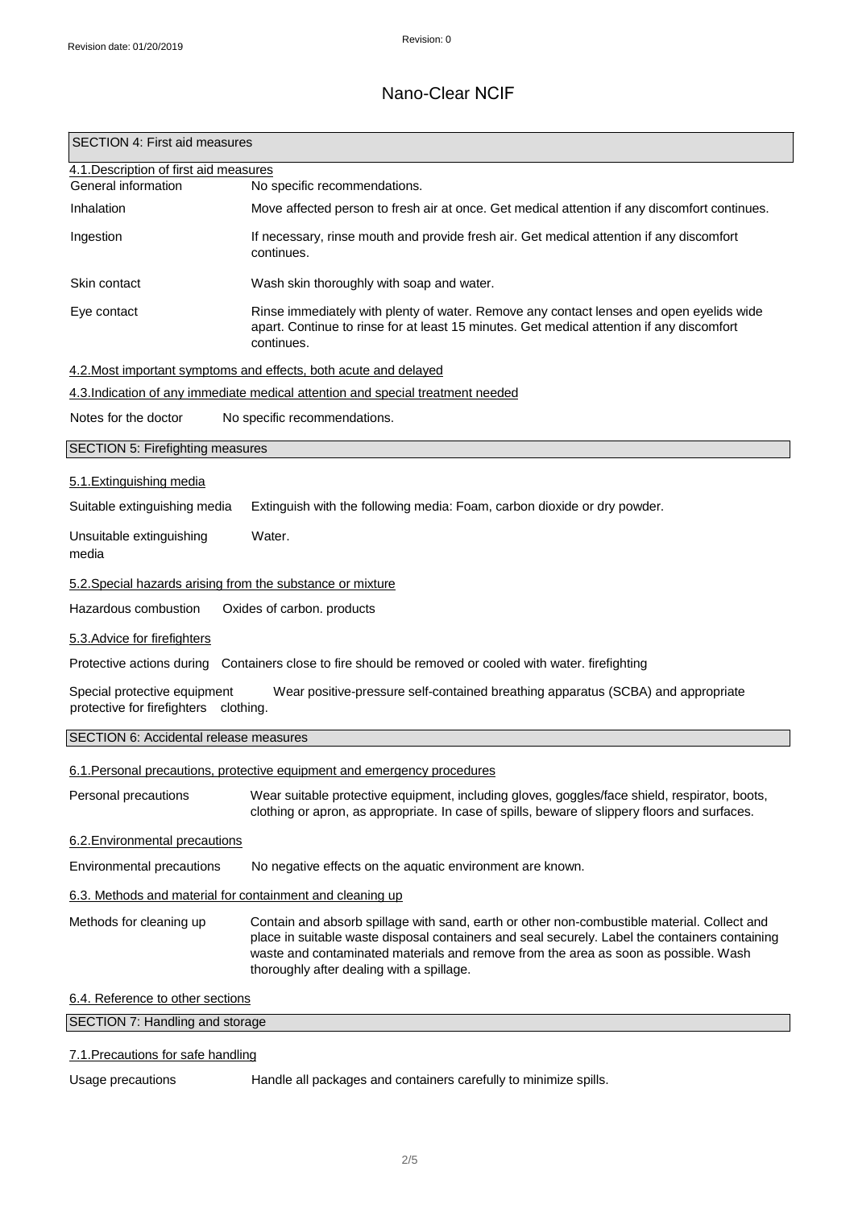# Nano-Clear NCIF

## SECTION 4: First aid measures

### 4.1. Description of first aid measures

| | |
|---|---|
| General information | No specific recommendations. |
| Inhalation | Move affected person to fresh air at once. Get medical attention if any discomfort continues. |
| Ingestion | If necessary, rinse mouth and provide fresh air. Get medical attention if any discomfort continues. |
| Skin contact | Wash skin thoroughly with soap and water. |
| Eye contact | Rinse immediately with plenty of water. Remove any contact lenses and open eyelids wide apart. Continue to rinse for at least 15 minutes. Get medical attention if any discomfort continues. |

### 4.2. Most important symptoms and effects, both acute and delayed

### 4.3. Indication of any immediate medical attention and special treatment needed

| | |
|---|---|
| Notes for the doctor | No specific recommendations. |

## SECTION 5: Firefighting measures

### 5.1. Extinguishing media

| | |
|---|---|
| Suitable extinguishing media | Extinguish with the following media: Foam, carbon dioxide or dry powder. |
| Unsuitable extinguishing media | Water. |

### 5.2. Special hazards arising from the substance or mixture

| | |
|---|---|
| Hazardous combustion products | Oxides of carbon. |

### 5.3. Advice for firefighters

| | |
|---|---|
| Protective actions during firefighting | Containers close to fire should be removed or cooled with water. |
| Special protective equipment for firefighters | Wear positive-pressure self-contained breathing apparatus (SCBA) and appropriate protective clothing. |

## SECTION 6: Accidental release measures

### 6.1. Personal precautions, protective equipment and emergency procedures

| | |
|---|---|
| Personal precautions | Wear suitable protective equipment, including gloves, goggles/face shield, respirator, boots, clothing or apron, as appropriate. In case of spills, beware of slippery floors and surfaces. |

### 6.2. Environmental precautions

| | |
|---|---|
| Environmental precautions | No negative effects on the aquatic environment are known. |

### 6.3. Methods and material for containment and cleaning up

| | |
|---|---|
| Methods for cleaning up | Contain and absorb spillage with sand, earth or other non-combustible material. Collect and place in suitable waste disposal containers and seal securely. Label the containers containing waste and contaminated materials and remove from the area as soon as possible. Wash thoroughly after dealing with a spillage. |

### 6.4. Reference to other sections

## SECTION 7: Handling and storage

### 7.1. Precautions for safe handling

| | |
|---|---|
| Usage precautions | Handle all packages and containers carefully to minimize spills. |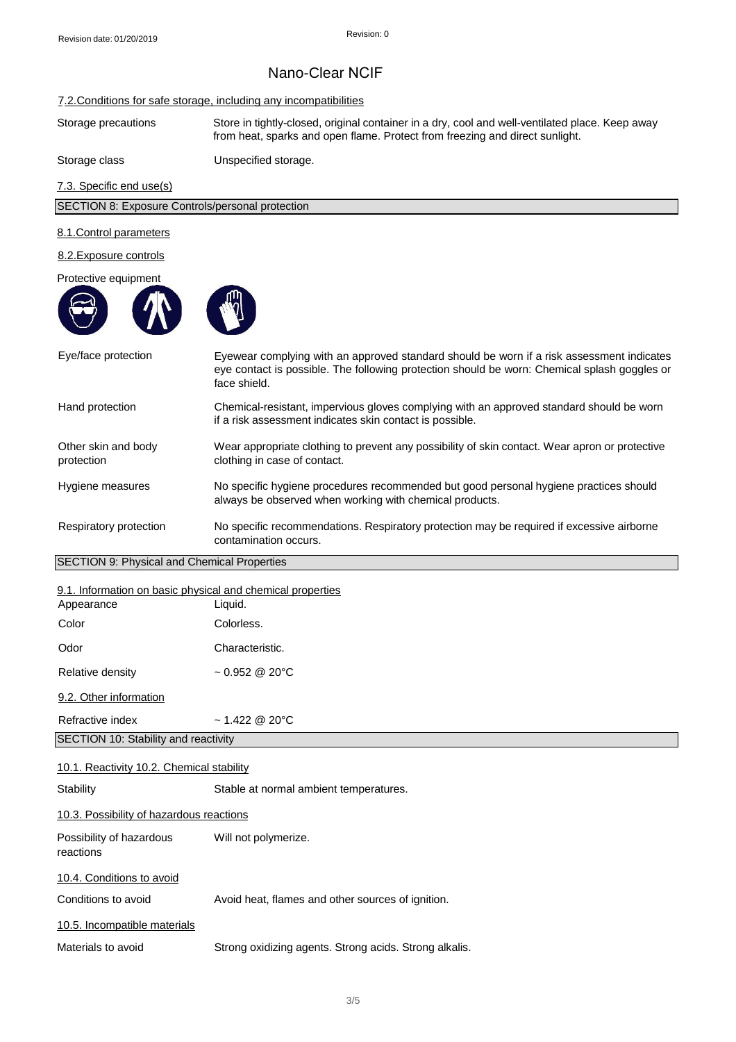# Nano-Clear NCIF

### 7.2. Conditions for safe storage, including any incompatibilities

| | |
|---|---|
| Storage precautions | Store in tightly-closed, original container in a dry, cool and well-ventilated place. Keep away from heat, sparks and open flame. Protect from freezing and direct sunlight. |
| Storage class | Unspecified storage. |

### 7.3. Specific end use(s)

## SECTION 8: Exposure Controls/personal protection

### 8.1. Control parameters

### 8.2. Exposure controls

Protective equipment

| | |
|---|---|
| Eye/face protection | Eyewear complying with an approved standard should be worn if a risk assessment indicates eye contact is possible. The following protection should be worn: Chemical splash goggles or face shield. |
| Hand protection | Chemical-resistant, impervious gloves complying with an approved standard should be worn if a risk assessment indicates skin contact is possible. |
| Other skin and body protection | Wear appropriate clothing to prevent any possibility of skin contact. Wear apron or protective clothing in case of contact. |
| Hygiene measures | No specific hygiene procedures recommended but good personal hygiene practices should always be observed when working with chemical products. |
| Respiratory protection | No specific recommendations. Respiratory protection may be required if excessive airborne contamination occurs. |

## SECTION 9: Physical and Chemical Properties

### 9.1. Information on basic physical and chemical properties

| | |
|---|---|
| Appearance | Liquid. |
| Color | Colorless. |
| Odor | Characteristic. |
| Relative density | ~ 0.952 @ 20°C |

### 9.2. Other information

| | |
|---|---|
| Refractive index | ~ 1.422 @ 20°C |

## SECTION 10: Stability and reactivity

### 10.1. Reactivity 10.2. Chemical stability

| | |
|---|---|
| Stability | Stable at normal ambient temperatures. |

### 10.3. Possibility of hazardous reactions

| | |
|---|---|
| Possibility of hazardous reactions | Will not polymerize. |

### 10.4. Conditions to avoid

| | |
|---|---|
| Conditions to avoid | Avoid heat, flames and other sources of ignition. |

### 10.5. Incompatible materials

| | |
|---|---|
| Materials to avoid | Strong oxidizing agents. Strong acids. Strong alkalis. |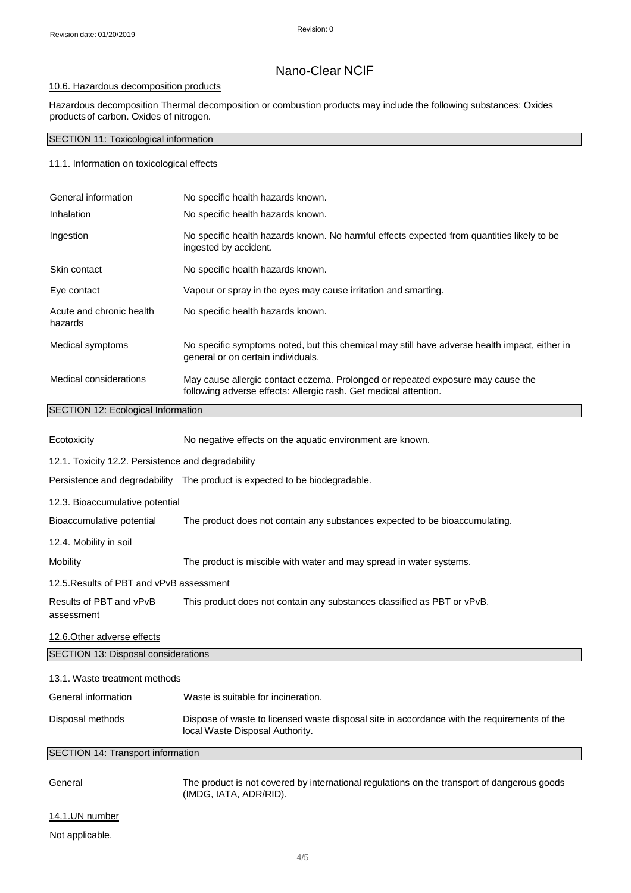#### 10.6. Hazardous decomposition products

Hazardous decomposition Thermal decomposition or combustion products may include the following substances: Oxides products of carbon. Oxides of nitrogen.

## SECTION 11: Toxicological information

#### 11.1. Information on toxicological effects

| | |
|---|---|
| General information | No specific health hazards known. |
| Inhalation | No specific health hazards known. |
| Ingestion | No specific health hazards known. No harmful effects expected from quantities likely to be ingested by accident. |
| Skin contact | No specific health hazards known. |
| Eye contact | Vapour or spray in the eyes may cause irritation and smarting. |
| Acute and chronic health hazards | No specific health hazards known. |
| Medical symptoms | No specific symptoms noted, but this chemical may still have adverse health impact, either in general or on certain individuals. |
| Medical considerations | May cause allergic contact eczema. Prolonged or repeated exposure may cause the following adverse effects: Allergic rash. Get medical attention. |

## SECTION 12: Ecological Information

| | |
|---|---|
| Ecotoxicity | No negative effects on the aquatic environment are known. |

#### 12.1. Toxicity 12.2. Persistence and degradability

| | |
|---|---|
| Persistence and degradability | The product is expected to be biodegradable. |

#### 12.3. Bioaccumulative potential

| | |
|---|---|
| Bioaccumulative potential | The product does not contain any substances expected to be bioaccumulating. |

#### 12.4. Mobility in soil

| | |
|---|---|
| Mobility | The product is miscible with water and may spread in water systems. |

#### 12.5.Results of PBT and vPvB assessment

| | |
|---|---|
| Results of PBT and vPvB assessment | This product does not contain any substances classified as PBT or vPvB. |

#### 12.6.Other adverse effects

## SECTION 13: Disposal considerations

#### 13.1. Waste treatment methods

| | |
|---|---|
| General information | Waste is suitable for incineration. |
| Disposal methods | Dispose of waste to licensed waste disposal site in accordance with the requirements of the local Waste Disposal Authority. |

## SECTION 14: Transport information

| | |
|---|---|
| General | The product is not covered by international regulations on the transport of dangerous goods (IMDG, IATA, ADR/RID). |

#### 14.1.UN number

Not applicable.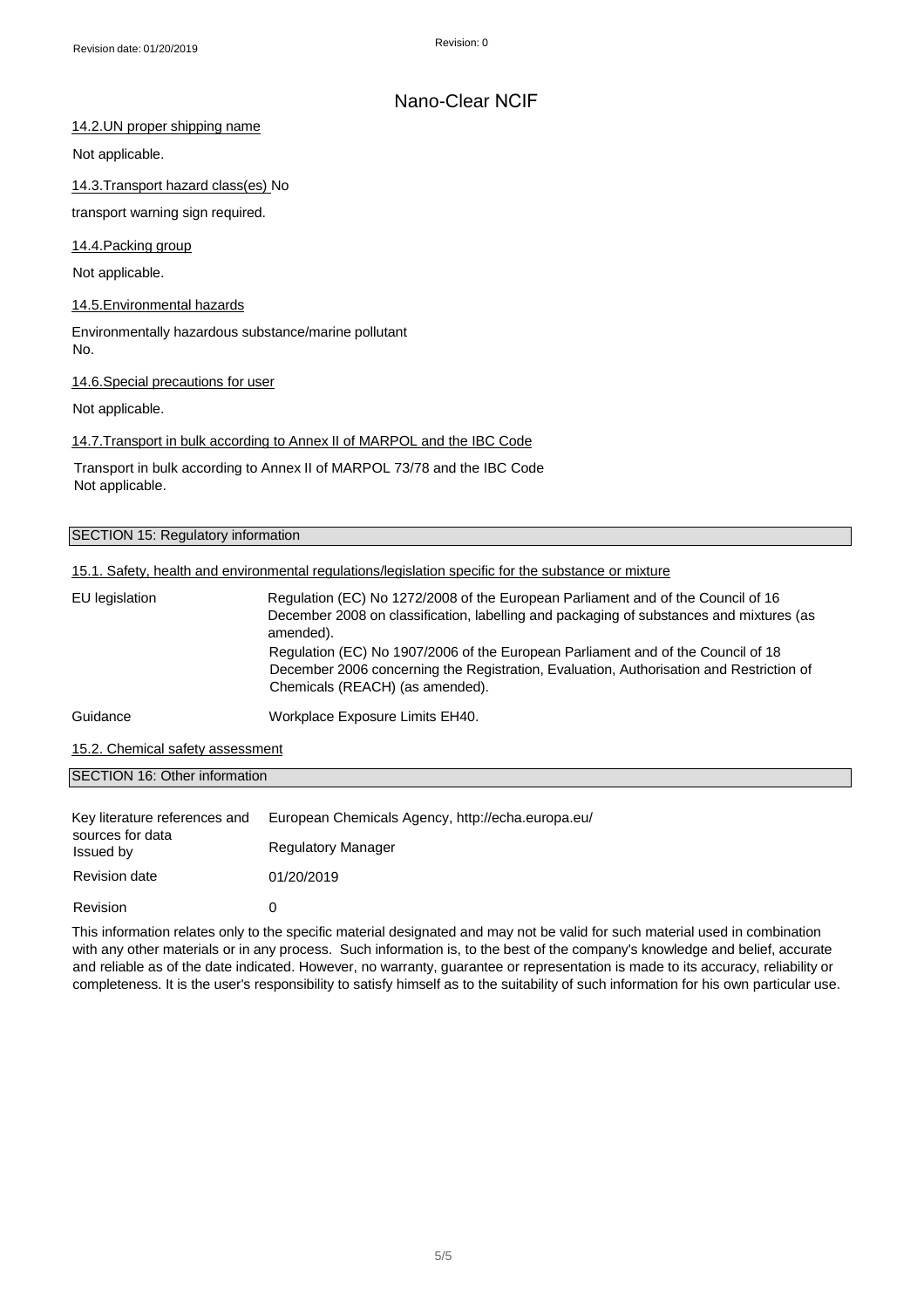# Nano-Clear NCIF

14.2.UN proper shipping name

Not applicable.

14.3.Transport hazard class(es) No

transport warning sign required.

14.4.Packing group

Not applicable.

14.5.Environmental hazards

Environmentally hazardous substance/marine pollutant
No.

14.6.Special precautions for user

Not applicable.

14.7.Transport in bulk according to Annex II of MARPOL and the IBC Code

Transport in bulk according to Annex II of MARPOL 73/78 and the IBC Code
Not applicable.

## SECTION 15: Regulatory information

15.1. Safety, health and environmental regulations/legislation specific for the substance or mixture

| | |
|---|---|
| EU legislation | Regulation (EC) No 1272/2008 of the European Parliament and of the Council of 16 December 2008 on classification, labelling and packaging of substances and mixtures (as amended). Regulation (EC) No 1907/2006 of the European Parliament and of the Council of 18 December 2006 concerning the Registration, Evaluation, Authorisation and Restriction of Chemicals (REACH) (as amended). |
| Guidance | Workplace Exposure Limits EH40. |

15.2. Chemical safety assessment

## SECTION 16: Other information

| | |
|---|---|
| Key literature references and sources for data | European Chemicals Agency, http://echa.europa.eu/ |
| Issued by | Regulatory Manager |
| Revision date | 01/20/2019 |
| Revision | 0 |

This information relates only to the specific material designated and may not be valid for such material used in combination with any other materials or in any process. Such information is, to the best of the company's knowledge and belief, accurate and reliable as of the date indicated. However, no warranty, guarantee or representation is made to its accuracy, reliability or completeness. It is the user's responsibility to satisfy himself as to the suitability of such information for his own particular use.